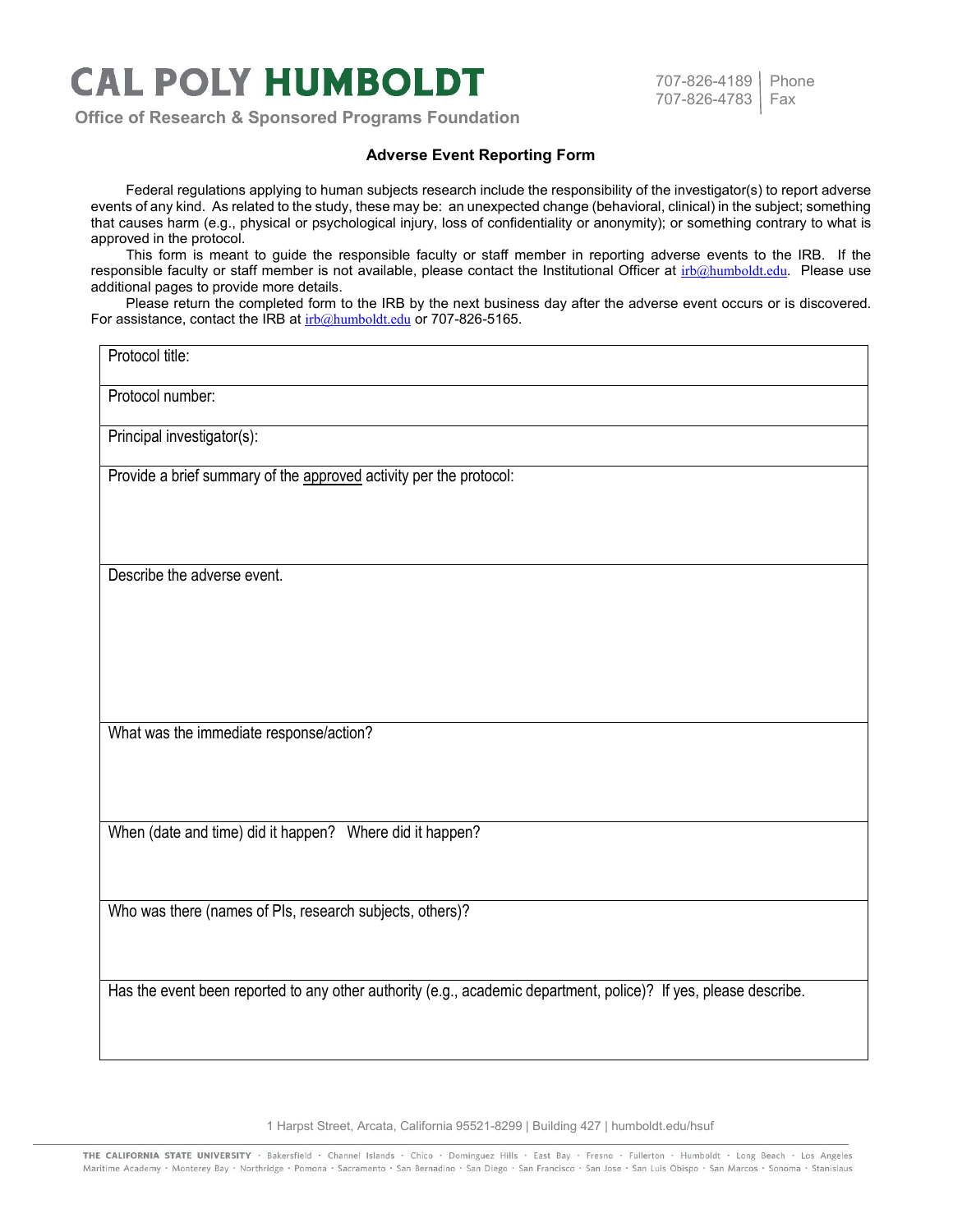# CAL POLY HUMBOLDT

Office of Research & Sponsored Programs Foundation

707-826-4189 | Phone
707-826-4783 | Fax

## Adverse Event Reporting Form

Federal regulations applying to human subjects research include the responsibility of the investigator(s) to report adverse events of any kind. As related to the study, these may be: an unexpected change (behavioral, clinical) in the subject; something that causes harm (e.g., physical or psychological injury, loss of confidentiality or anonymity); or something contrary to what is approved in the protocol.

This form is meant to guide the responsible faculty or staff member in reporting adverse events to the IRB. If the responsible faculty or staff member is not available, please contact the Institutional Officer at irb@humboldt.edu. Please use additional pages to provide more details.

Please return the completed form to the IRB by the next business day after the adverse event occurs or is discovered. For assistance, contact the IRB at irb@humboldt.edu or 707-826-5165.

| Protocol title: |
|---|
| Protocol number: |
| Principal investigator(s): |
| Provide a brief summary of the <u>approved</u> activity per the protocol: |
| Describe the adverse event. |
| What was the immediate response/action? |
| When (date and time) did it happen? Where did it happen? |
| Who was there (names of PIs, research subjects, others)? |
| Has the event been reported to any other authority (e.g., academic department, police)? If yes, please describe. |

1 Harpst Street, Arcata, California 95521-8299 | Building 427 | humboldt.edu/hsuf

THE CALIFORNIA STATE UNIVERSITY · Bakersfield · Channel Islands · Chico · Dominguez Hills · East Bay · Fresno · Fullerton · Humboldt · Long Beach · Los Angeles Maritime Academy · Monterey Bay · Northridge · Pomona · Sacramento · San Bernadino · San Diego · San Francisco · San Jose · San Luis Obispo · San Marcos · Sonoma · Stanislaus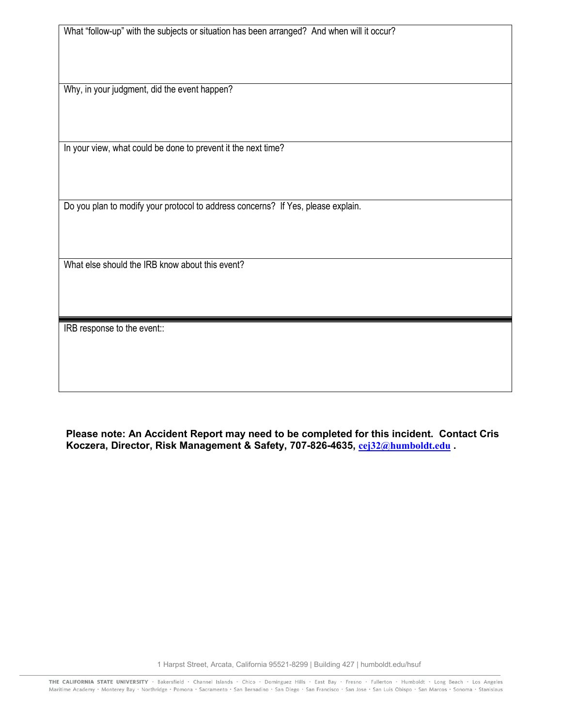| |
|---|
| What "follow-up" with the subjects or situation has been arranged? And when will it occur? |
| Why, in your judgment, did the event happen? |
| In your view, what could be done to prevent it the next time? |
| Do you plan to modify your protocol to address concerns? If Yes, please explain. |
| What else should the IRB know about this event? |
| IRB response to the event:: |

**Please note: An Accident Report may need to be completed for this incident. Contact Cris Koczera, Director, Risk Management & Safety, 707-826-4635, [cej32@humboldt.edu](mailto:cej32@humboldt.edu) .**

1 Harpst Street, Arcata, California 95521-8299 | Building 427 | humboldt.edu/hsuf

THE CALIFORNIA STATE UNIVERSITY · Bakersfield · Channel Islands · Chico · Dominguez Hills · East Bay · Fresno · Fullerton · Humboldt · Long Beach · Los Angeles Maritime Academy · Monterey Bay · Northridge · Pomona · Sacramento · San Bernadino · San Diego · San Francisco · San Jose · San Luis Obispo · San Marcos · Sonoma · Stanislaus